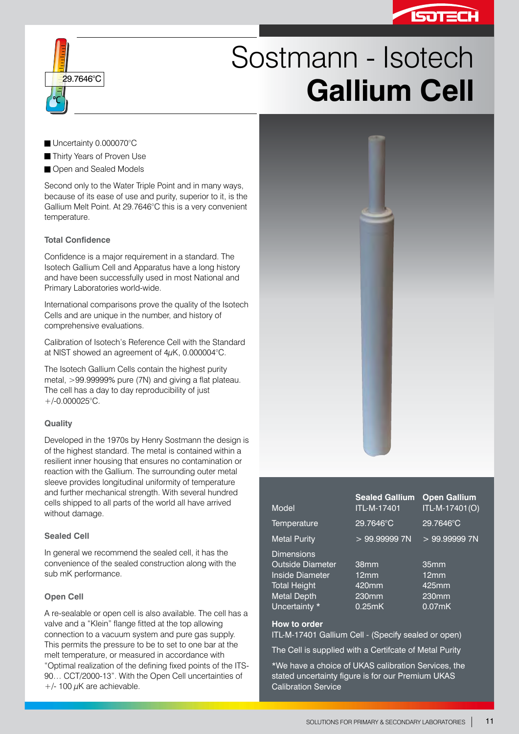# Sostmann - Isotech **Gallium Cell**

- Uncertainty 0.000070°C
- Thirty Years of Proven Use
- Open and Sealed Models

Second only to the Water Triple Point and in many ways, because of its ease of use and purity, superior to it, is the Gallium Melt Point. At 29.7646°C this is a very convenient temperature.

### Total Confidence

Confidence is a major requirement in a standard. The Isotech Gallium Cell and Apparatus have a long history and have been successfully used in most National and Primary Laboratories world-wide.

International comparisons prove the quality of the Isotech Cells and are unique in the number, and history of comprehensive evaluations.

Calibration of Isotech's Reference Cell with the Standard at NIST showed an agreement of 4$\mu$K, 0.000004°C.

The Isotech Gallium Cells contain the highest purity metal, >99.99999% pure (7N) and giving a flat plateau. The cell has a day to day reproducibility of just +/-0.000025°C.

### Quality

Developed in the 1970s by Henry Sostmann the design is of the highest standard. The metal is contained within a resilient inner housing that ensures no contamination or reaction with the Gallium. The surrounding outer metal sleeve provides longitudinal uniformity of temperature and further mechanical strength. With several hundred cells shipped to all parts of the world all have arrived without damage.

### Sealed Cell

In general we recommend the sealed cell, it has the convenience of the sealed construction along with the sub mK performance.

### Open Cell

A re-sealable or open cell is also available. The cell has a valve and a "Klein" flange fitted at the top allowing connection to a vacuum system and pure gas supply. This permits the pressure to be to set to one bar at the melt temperature, or measured in accordance with "Optimal realization of the defining fixed points of the ITS-90… CCT/2000-13". With the Open Cell uncertainties of +/- 100 $\mu$K are achievable.

| | **Sealed Gallium** | **Open Gallium** |
|---|---|---|
| Model | ITL-M-17401 | ITL-M-17401(O) |
| Temperature | 29.7646°C | 29.7646°C |
| Metal Purity | > 99.99999 7N | > 99.99999 7N |
| Dimensions | | |
| Outside Diameter | 38mm | 35mm |
| Inside Diameter | 12mm | 12mm |
| Total Height | 420mm | 425mm |
| Metal Depth | 230mm | 230mm |
| Uncertainty * | 0.25mK | 0.07mK |

**How to order**

ITL-M-17401 Gallium Cell - (Specify sealed or open)

The Cell is supplied with a Certifcate of Metal Purity

*We have a choice of UKAS calibration Services, the stated uncertainty figure is for our Premium UKAS Calibration Service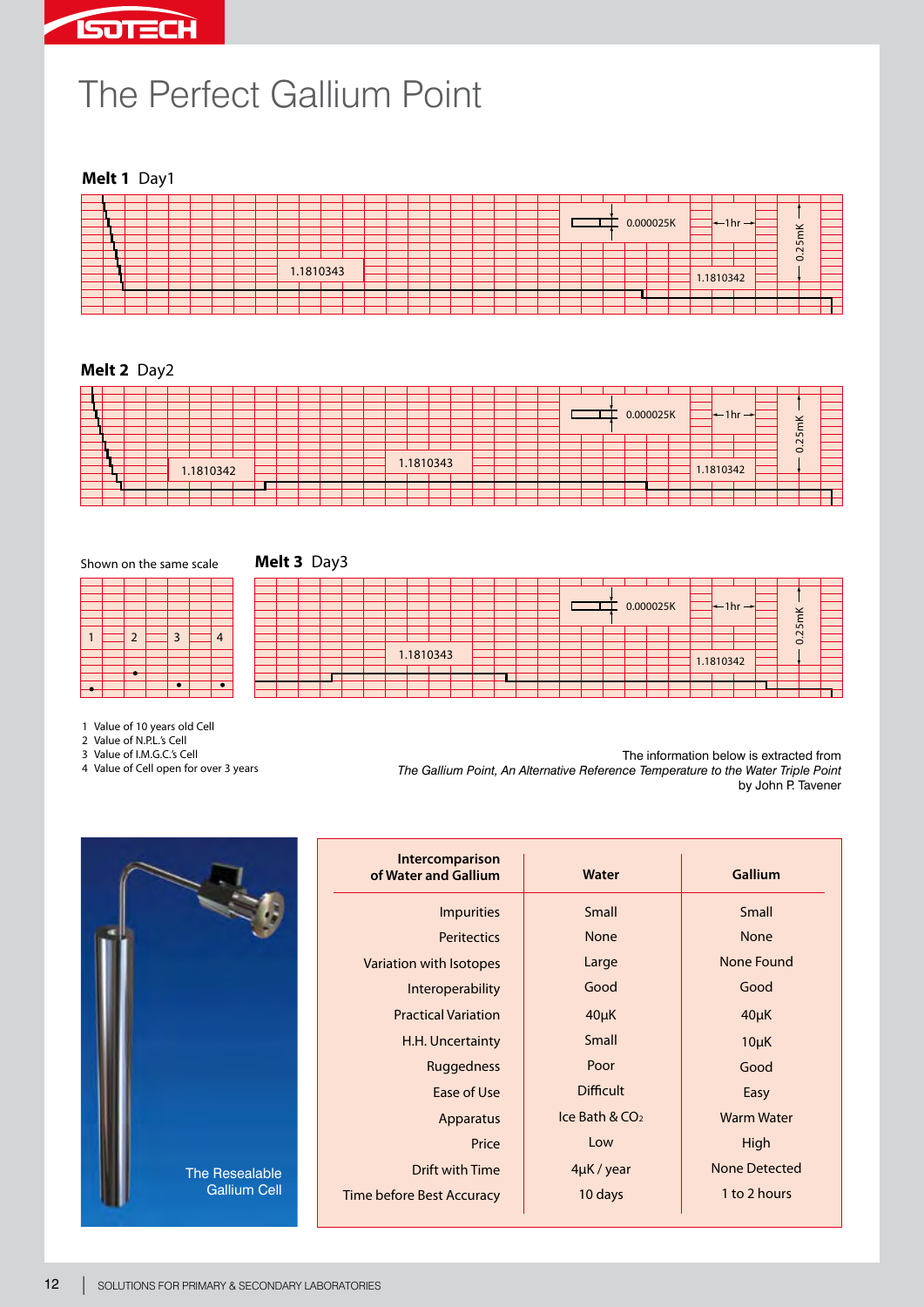# The Perfect Gallium Point

**Melt 1** Day1

0.000025K
←1hr→
0.25mK
1.1810343
1.1810342

**Melt 2** Day2

0.000025K
←1hr→
0.25mK
1.1810342
1.1810343
1.1810342

Shown on the same scale

1 2 3 4

**Melt 3** Day3

0.000025K
←1hr→
0.25mK
1.1810343
1.1810342

1 Value of 10 years old Cell
2 Value of N.P.L.'s Cell
3 Value of I.M.G.C.'s Cell
4 Value of Cell open for over 3 years

The information below is extracted from
*The Gallium Point, An Alternative Reference Temperature to the Water Triple Point*
by John P. Tavener

The Resealable Gallium Cell

| Intercomparison of Water and Gallium | Water | Gallium |
|---|---|---|
| Impurities | Small | Small |
| Peritectics | None | None |
| Variation with Isotopes | Large | None Found |
| Interoperability | Good | Good |
| Practical Variation | 40µK | 40µK |
| H.H. Uncertainty | Small | 10µK |
| Ruggedness | Poor | Good |
| Ease of Use | Difficult | Easy |
| Apparatus | Ice Bath & $CO_2$ | Warm Water |
| Price | Low | High |
| Drift with Time | 4µK / year | None Detected |
| Time before Best Accuracy | 10 days | 1 to 2 hours |